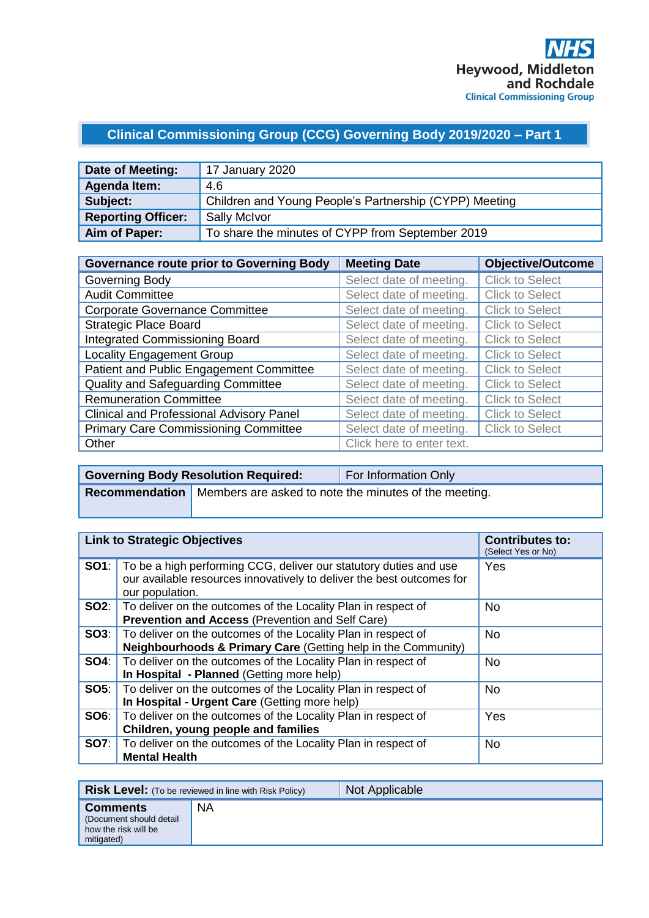NHS
Heywood, Middleton and Rochdale
Clinical Commissioning Group

# Clinical Commissioning Group (CCG) Governing Body 2019/2020 – Part 1

| | |
|---|---|
| **Date of Meeting:** | 17 January 2020 |
| **Agenda Item:** | 4.6 |
| **Subject:** | Children and Young People's Partnership (CYPP) Meeting |
| **Reporting Officer:** | Sally McIvor |
| **Aim of Paper:** | To share the minutes of CYPP from September 2019 |

| Governance route prior to Governing Body | Meeting Date | Objective/Outcome |
|---|---|---|
| Governing Body | Select date of meeting. | Click to Select |
| Audit Committee | Select date of meeting. | Click to Select |
| Corporate Governance Committee | Select date of meeting. | Click to Select |
| Strategic Place Board | Select date of meeting. | Click to Select |
| Integrated Commissioning Board | Select date of meeting. | Click to Select |
| Locality Engagement Group | Select date of meeting. | Click to Select |
| Patient and Public Engagement Committee | Select date of meeting. | Click to Select |
| Quality and Safeguarding Committee | Select date of meeting. | Click to Select |
| Remuneration Committee | Select date of meeting. | Click to Select |
| Clinical and Professional Advisory Panel | Select date of meeting. | Click to Select |
| Primary Care Commissioning Committee | Select date of meeting. | Click to Select |
| Other | Click here to enter text. | |

| | |
|---|---|
| **Governing Body Resolution Required:** | For Information Only |
| **Recommendation** | Members are asked to note the minutes of the meeting. |

| Link to Strategic Objectives | | Contributes to: (Select Yes or No) |
|---|---|---|
| **SO1**: | To be a high performing CCG, deliver our statutory duties and use our available resources innovatively to deliver the best outcomes for our population. | Yes |
| **SO2**: | To deliver on the outcomes of the Locality Plan in respect of **Prevention and Access** (Prevention and Self Care) | No |
| **SO3**: | To deliver on the outcomes of the Locality Plan in respect of **Neighbourhoods & Primary Care** (Getting help in the Community) | No |
| **SO4**: | To deliver on the outcomes of the Locality Plan in respect of **In Hospital - Planned** (Getting more help) | No |
| **SO5**: | To deliver on the outcomes of the Locality Plan in respect of **In Hospital - Urgent Care** (Getting more help) | No |
| **SO6**: | To deliver on the outcomes of the Locality Plan in respect of **Children, young people and families** | Yes |
| **SO7**: | To deliver on the outcomes of the Locality Plan in respect of **Mental Health** | No |

| | |
|---|---|
| **Risk Level:** (To be reviewed in line with Risk Policy) | Not Applicable |
| **Comments** (Document should detail how the risk will be mitigated) | NA |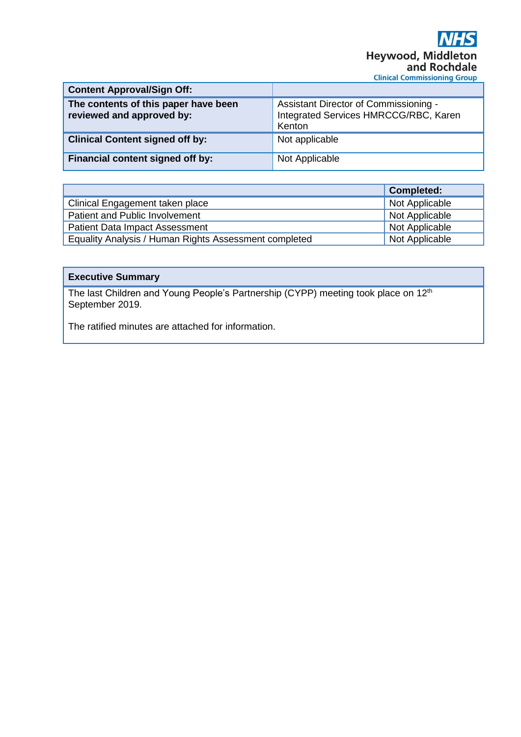| Content Approval/Sign Off: | |
|---|---|
| **The contents of this paper have been reviewed and approved by:** | Assistant Director of Commissioning - Integrated Services HMRCCG/RBC, Karen Kenton |
| **Clinical Content signed off by:** | Not applicable |
| **Financial content signed off by:** | Not Applicable |

| | Completed: |
|---|---|
| Clinical Engagement taken place | Not Applicable |
| Patient and Public Involvement | Not Applicable |
| Patient Data Impact Assessment | Not Applicable |
| Equality Analysis / Human Rights Assessment completed | Not Applicable |

**Executive Summary**

The last Children and Young People's Partnership (CYPP) meeting took place on 12th September 2019.

The ratified minutes are attached for information.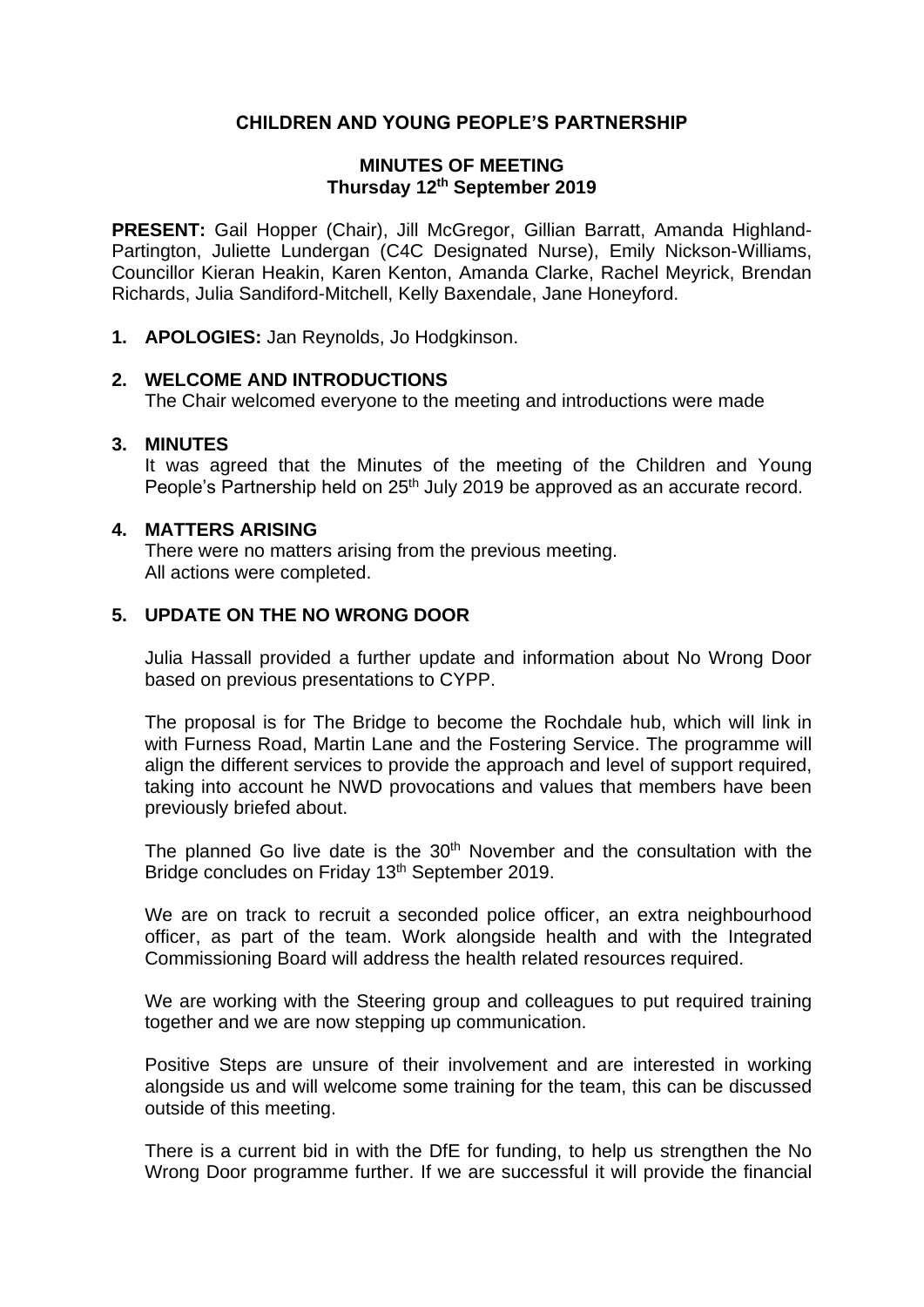**CHILDREN AND YOUNG PEOPLE'S PARTNERSHIP**

**MINUTES OF MEETING**
**Thursday 12th September 2019**

**PRESENT:** Gail Hopper (Chair), Jill McGregor, Gillian Barratt, Amanda Highland-Partington, Juliette Lundergan (C4C Designated Nurse), Emily Nickson-Williams, Councillor Kieran Heakin, Karen Kenton, Amanda Clarke, Rachel Meyrick, Brendan Richards, Julia Sandiford-Mitchell, Kelly Baxendale, Jane Honeyford.

1. **APOLOGIES:** Jan Reynolds, Jo Hodgkinson.

2. **WELCOME AND INTRODUCTIONS**
   The Chair welcomed everyone to the meeting and introductions were made

3. **MINUTES**
   It was agreed that the Minutes of the meeting of the Children and Young People's Partnership held on 25th July 2019 be approved as an accurate record.

4. **MATTERS ARISING**
   There were no matters arising from the previous meeting.
   All actions were completed.

5. **UPDATE ON THE NO WRONG DOOR**

   Julia Hassall provided a further update and information about No Wrong Door based on previous presentations to CYPP.

   The proposal is for The Bridge to become the Rochdale hub, which will link in with Furness Road, Martin Lane and the Fostering Service. The programme will align the different services to provide the approach and level of support required, taking into account he NWD provocations and values that members have been previously briefed about.

   The planned Go live date is the 30th November and the consultation with the Bridge concludes on Friday 13th September 2019.

   We are on track to recruit a seconded police officer, an extra neighbourhood officer, as part of the team. Work alongside health and with the Integrated Commissioning Board will address the health related resources required.

   We are working with the Steering group and colleagues to put required training together and we are now stepping up communication.

   Positive Steps are unsure of their involvement and are interested in working alongside us and will welcome some training for the team, this can be discussed outside of this meeting.

   There is a current bid in with the DfE for funding, to help us strengthen the No Wrong Door programme further. If we are successful it will provide the financial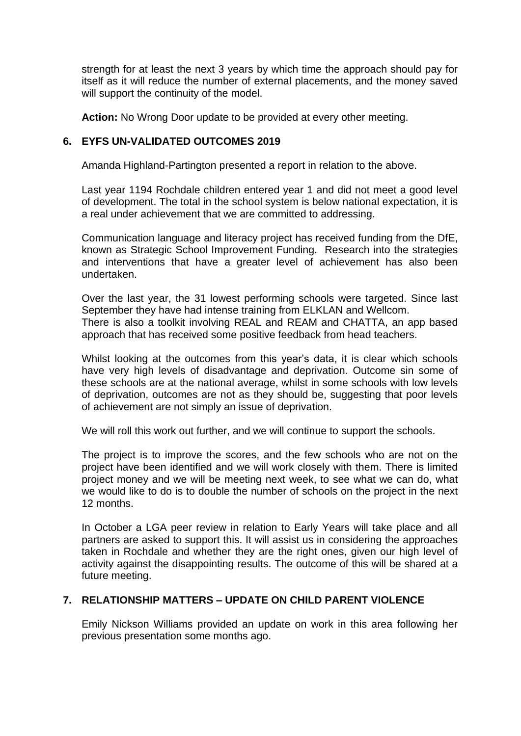strength for at least the next 3 years by which time the approach should pay for itself as it will reduce the number of external placements, and the money saved will support the continuity of the model.

**Action:** No Wrong Door update to be provided at every other meeting.

## 6. EYFS UN-VALIDATED OUTCOMES 2019

Amanda Highland-Partington presented a report in relation to the above.

Last year 1194 Rochdale children entered year 1 and did not meet a good level of development. The total in the school system is below national expectation, it is a real under achievement that we are committed to addressing.

Communication language and literacy project has received funding from the DfE, known as Strategic School Improvement Funding. Research into the strategies and interventions that have a greater level of achievement has also been undertaken.

Over the last year, the 31 lowest performing schools were targeted. Since last September they have had intense training from ELKLAN and Wellcom.
There is also a toolkit involving REAL and REAM and CHATTA, an app based approach that has received some positive feedback from head teachers.

Whilst looking at the outcomes from this year's data, it is clear which schools have very high levels of disadvantage and deprivation. Outcome sin some of these schools are at the national average, whilst in some schools with low levels of deprivation, outcomes are not as they should be, suggesting that poor levels of achievement are not simply an issue of deprivation.

We will roll this work out further, and we will continue to support the schools.

The project is to improve the scores, and the few schools who are not on the project have been identified and we will work closely with them. There is limited project money and we will be meeting next week, to see what we can do, what we would like to do is to double the number of schools on the project in the next 12 months.

In October a LGA peer review in relation to Early Years will take place and all partners are asked to support this. It will assist us in considering the approaches taken in Rochdale and whether they are the right ones, given our high level of activity against the disappointing results. The outcome of this will be shared at a future meeting.

## 7. RELATIONSHIP MATTERS – UPDATE ON CHILD PARENT VIOLENCE

Emily Nickson Williams provided an update on work in this area following her previous presentation some months ago.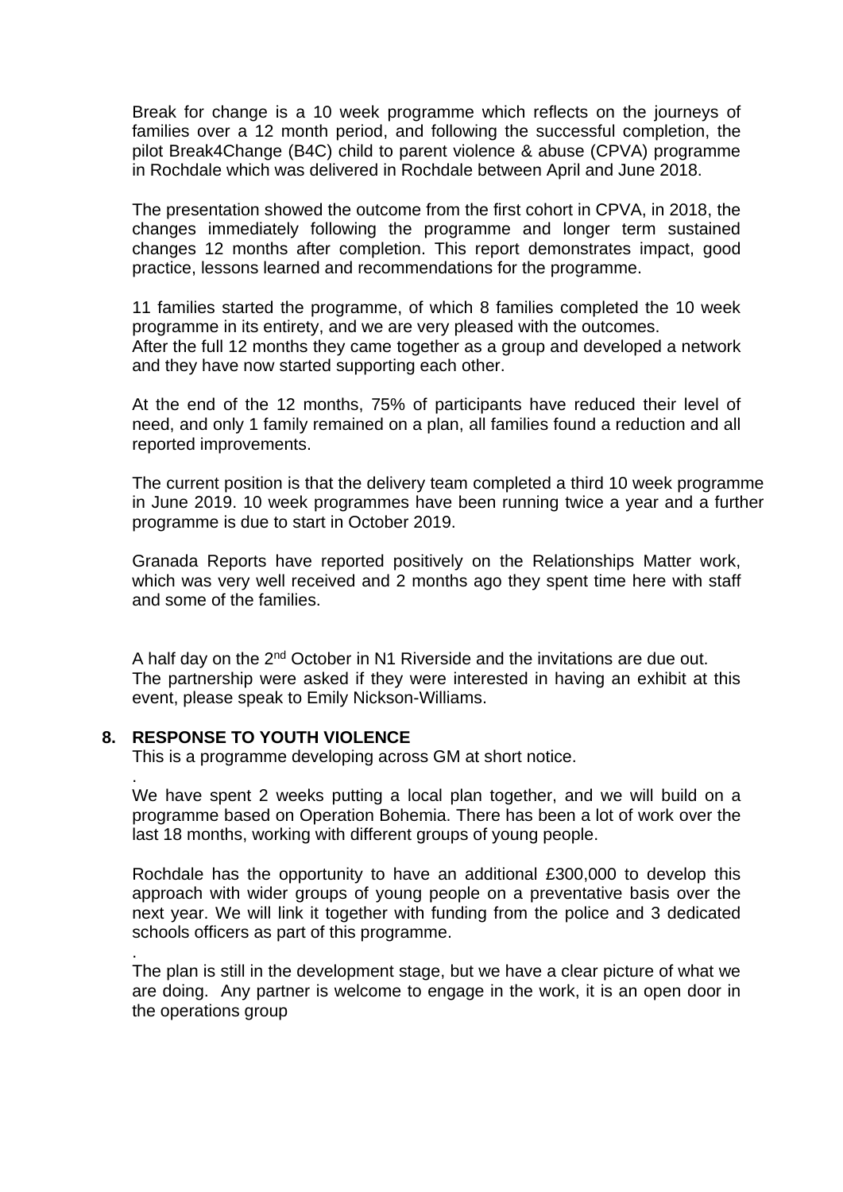Break for change is a 10 week programme which reflects on the journeys of families over a 12 month period, and following the successful completion, the pilot Break4Change (B4C) child to parent violence & abuse (CPVA) programme in Rochdale which was delivered in Rochdale between April and June 2018.

The presentation showed the outcome from the first cohort in CPVA, in 2018, the changes immediately following the programme and longer term sustained changes 12 months after completion. This report demonstrates impact, good practice, lessons learned and recommendations for the programme.

11 families started the programme, of which 8 families completed the 10 week programme in its entirety, and we are very pleased with the outcomes.
After the full 12 months they came together as a group and developed a network and they have now started supporting each other.

At the end of the 12 months, 75% of participants have reduced their level of need, and only 1 family remained on a plan, all families found a reduction and all reported improvements.

The current position is that the delivery team completed a third 10 week programme in June 2019. 10 week programmes have been running twice a year and a further programme is due to start in October 2019.

Granada Reports have reported positively on the Relationships Matter work, which was very well received and 2 months ago they spent time here with staff and some of the families.

A half day on the 2nd October in N1 Riverside and the invitations are due out.
The partnership were asked if they were interested in having an exhibit at this event, please speak to Emily Nickson-Williams.

**8. RESPONSE TO YOUTH VIOLENCE**

This is a programme developing across GM at short notice.

.
We have spent 2 weeks putting a local plan together, and we will build on a programme based on Operation Bohemia. There has been a lot of work over the last 18 months, working with different groups of young people.

Rochdale has the opportunity to have an additional £300,000 to develop this approach with wider groups of young people on a preventative basis over the next year. We will link it together with funding from the police and 3 dedicated schools officers as part of this programme.

.
The plan is still in the development stage, but we have a clear picture of what we are doing. Any partner is welcome to engage in the work, it is an open door in the operations group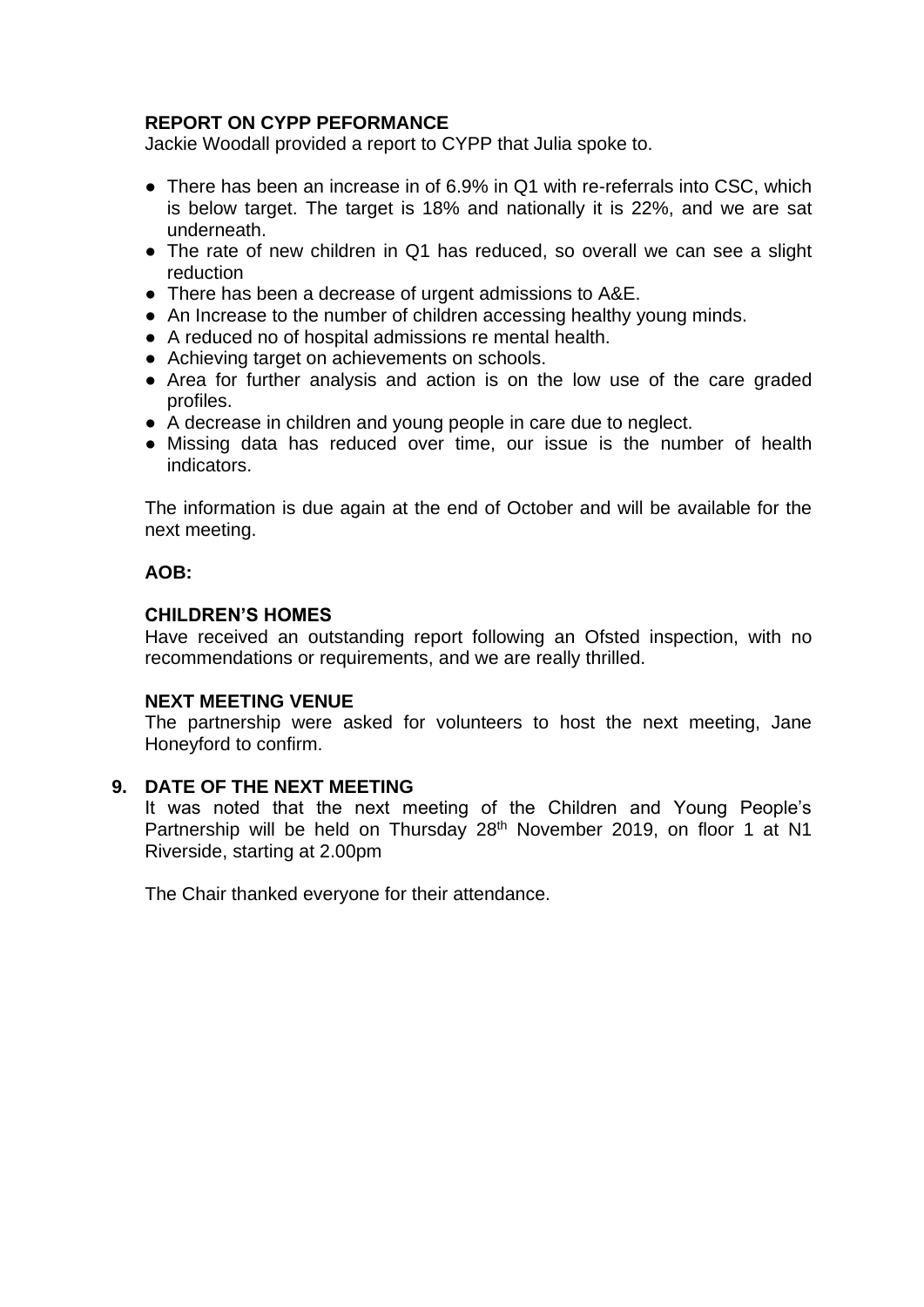**REPORT ON CYPP PEFORMANCE**

Jackie Woodall provided a report to CYPP that Julia spoke to.

- There has been an increase in of 6.9% in Q1 with re-referrals into CSC, which is below target. The target is 18% and nationally it is 22%, and we are sat underneath.
- The rate of new children in Q1 has reduced, so overall we can see a slight reduction
- There has been a decrease of urgent admissions to A&E.
- An Increase to the number of children accessing healthy young minds.
- A reduced no of hospital admissions re mental health.
- Achieving target on achievements on schools.
- Area for further analysis and action is on the low use of the care graded profiles.
- A decrease in children and young people in care due to neglect.
- Missing data has reduced over time, our issue is the number of health indicators.

The information is due again at the end of October and will be available for the next meeting.

**AOB:**

**CHILDREN'S HOMES**

Have received an outstanding report following an Ofsted inspection, with no recommendations or requirements, and we are really thrilled.

**NEXT MEETING VENUE**

The partnership were asked for volunteers to host the next meeting, Jane Honeyford to confirm.

**9. DATE OF THE NEXT MEETING**

It was noted that the next meeting of the Children and Young People's Partnership will be held on Thursday 28th November 2019, on floor 1 at N1 Riverside, starting at 2.00pm

The Chair thanked everyone for their attendance.